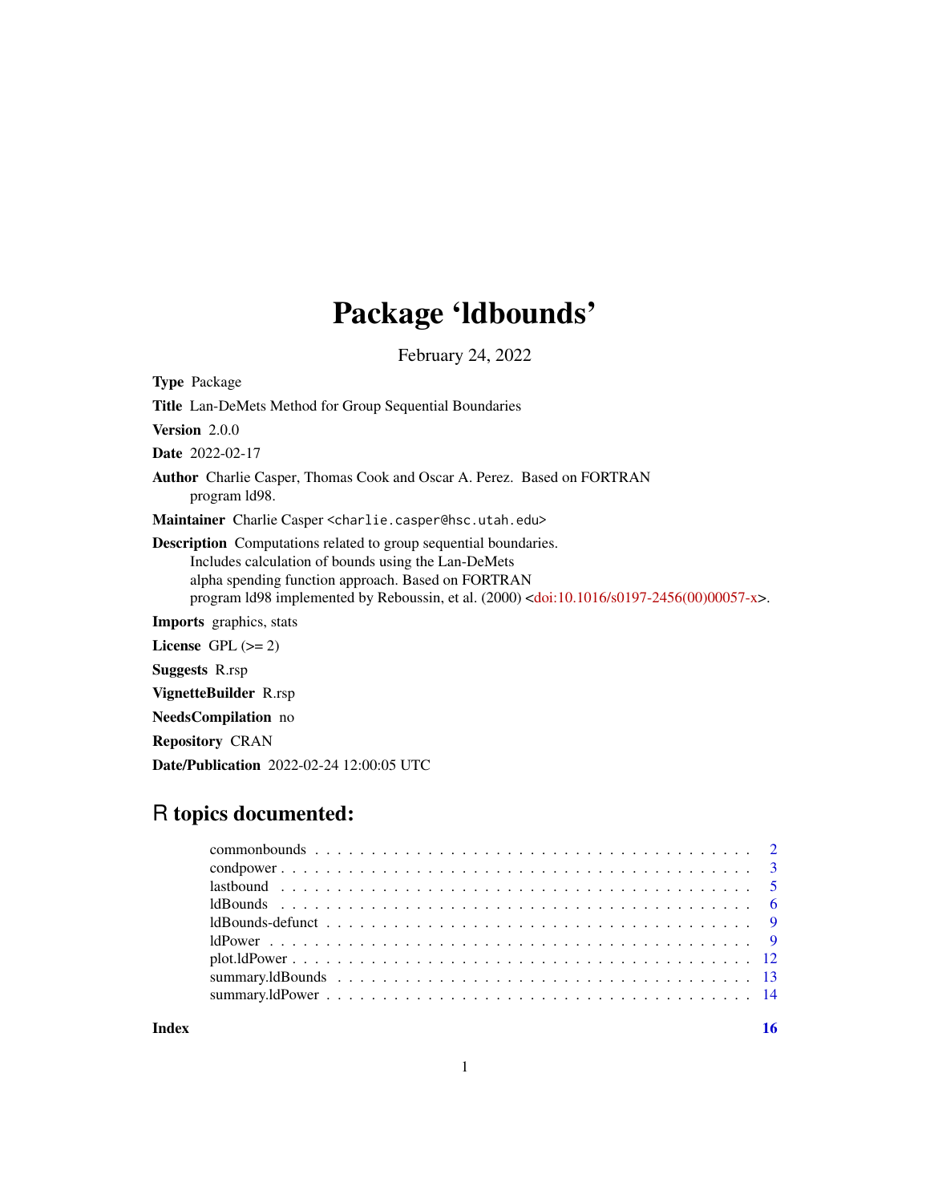# Package 'ldbounds'

February 24, 2022

**Type** Package

**Title** Lan-DeMets Method for Group Sequential Boundaries

**Version** 2.0.0

**Date** 2022-02-17

**Author** Charlie Casper, Thomas Cook and Oscar A. Perez. Based on FORTRAN program ld98.

**Maintainer** Charlie Casper <charlie.casper@hsc.utah.edu>

**Description** Computations related to group sequential boundaries. Includes calculation of bounds using the Lan-DeMets alpha spending function approach. Based on FORTRAN program ld98 implemented by Reboussin, et al. (2000) <doi:10.1016/s0197-2456(00)00057-x>.

**Imports** graphics, stats

**License** GPL (>= 2)

**Suggests** R.rsp

**VignetteBuilder** R.rsp

**NeedsCompilation** no

**Repository** CRAN

**Date/Publication** 2022-02-24 12:00:05 UTC

## R topics documented:

- commonbounds . . . . . 2
- condpower . . . . . 3
- lastbound . . . . . 5
- ldBounds . . . . . 6
- ldBounds-defunct . . . . . 9
- ldPower . . . . . 9
- plot.ldPower . . . . . 12
- summary.ldBounds . . . . . 13
- summary.ldPower . . . . . 14

**Index** 16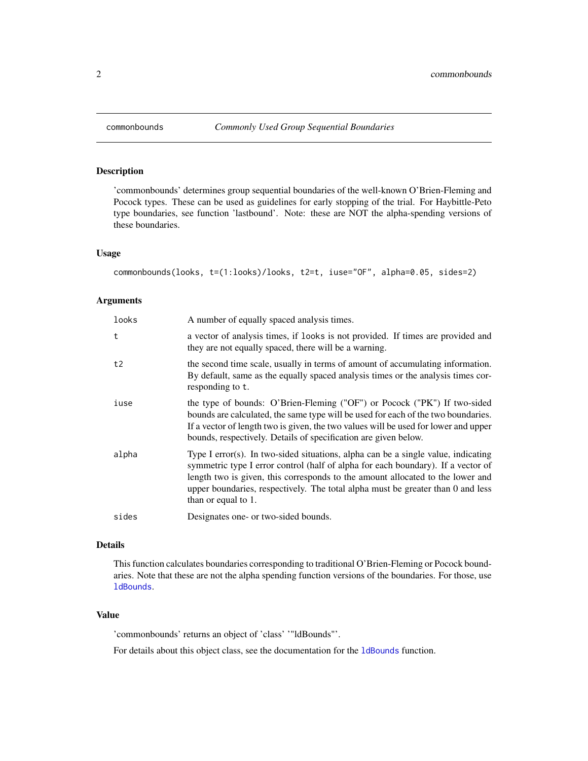## commonbounds — *Commonly Used Group Sequential Boundaries*

### Description

'commonbounds' determines group sequential boundaries of the well-known O'Brien-Fleming and Pocock types. These can be used as guidelines for early stopping of the trial. For Haybittle-Peto type boundaries, see function 'lastbound'. Note: these are NOT the alpha-spending versions of these boundaries.

### Usage

```
commonbounds(looks, t=(1:looks)/looks, t2=t, iuse="OF", alpha=0.05, sides=2)
```

### Arguments

| | |
|---|---|
| `looks` | A number of equally spaced analysis times. |
| `t` | a vector of analysis times, if `looks` is not provided. If times are provided and they are not equally spaced, there will be a warning. |
| `t2` | the second time scale, usually in terms of amount of accumulating information. By default, same as the equally spaced analysis times or the analysis times corresponding to `t`. |
| `iuse` | the type of bounds: O'Brien-Fleming ("OF") or Pocock ("PK") If two-sided bounds are calculated, the same type will be used for each of the two boundaries. If a vector of length two is given, the two values will be used for lower and upper bounds, respectively. Details of specification are given below. |
| `alpha` | Type I error(s). In two-sided situations, alpha can be a single value, indicating symmetric type I error control (half of alpha for each boundary). If a vector of length two is given, this corresponds to the amount allocated to the lower and upper boundaries, respectively. The total alpha must be greater than 0 and less than or equal to 1. |
| `sides` | Designates one- or two-sided bounds. |

### Details

This function calculates boundaries corresponding to traditional O'Brien-Fleming or Pocock boundaries. Note that these are not the alpha spending function versions of the boundaries. For those, use `ldBounds`.

### Value

'commonbounds' returns an object of 'class' '"ldBounds"'.

For details about this object class, see the documentation for the `ldBounds` function.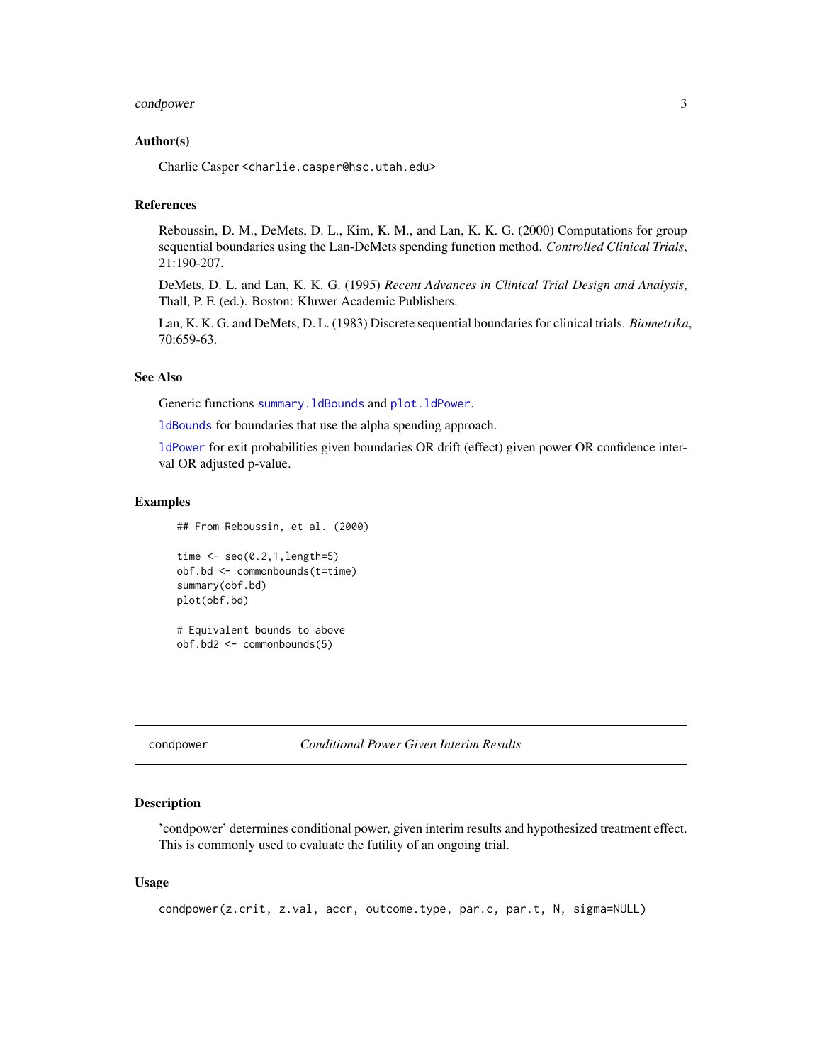### Author(s)

Charlie Casper <charlie.casper@hsc.utah.edu>

### References

Reboussin, D. M., DeMets, D. L., Kim, K. M., and Lan, K. K. G. (2000) Computations for group sequential boundaries using the Lan-DeMets spending function method. *Controlled Clinical Trials*, 21:190-207.

DeMets, D. L. and Lan, K. K. G. (1995) *Recent Advances in Clinical Trial Design and Analysis*, Thall, P. F. (ed.). Boston: Kluwer Academic Publishers.

Lan, K. K. G. and DeMets, D. L. (1983) Discrete sequential boundaries for clinical trials. *Biometrika*, 70:659-63.

### See Also

Generic functions `summary.ldBounds` and `plot.ldPower`.

`ldBounds` for boundaries that use the alpha spending approach.

`ldPower` for exit probabilities given boundaries OR drift (effect) given power OR confidence interval OR adjusted p-value.

### Examples

```
## From Reboussin, et al. (2000)

time <- seq(0.2,1,length=5)
obf.bd <- commonbounds(t=time)
summary(obf.bd)
plot(obf.bd)

# Equivalent bounds to above
obf.bd2 <- commonbounds(5)
```

---

## condpower — *Conditional Power Given Interim Results*

### Description

'condpower' determines conditional power, given interim results and hypothesized treatment effect. This is commonly used to evaluate the futility of an ongoing trial.

### Usage

```
condpower(z.crit, z.val, accr, outcome.type, par.c, par.t, N, sigma=NULL)
```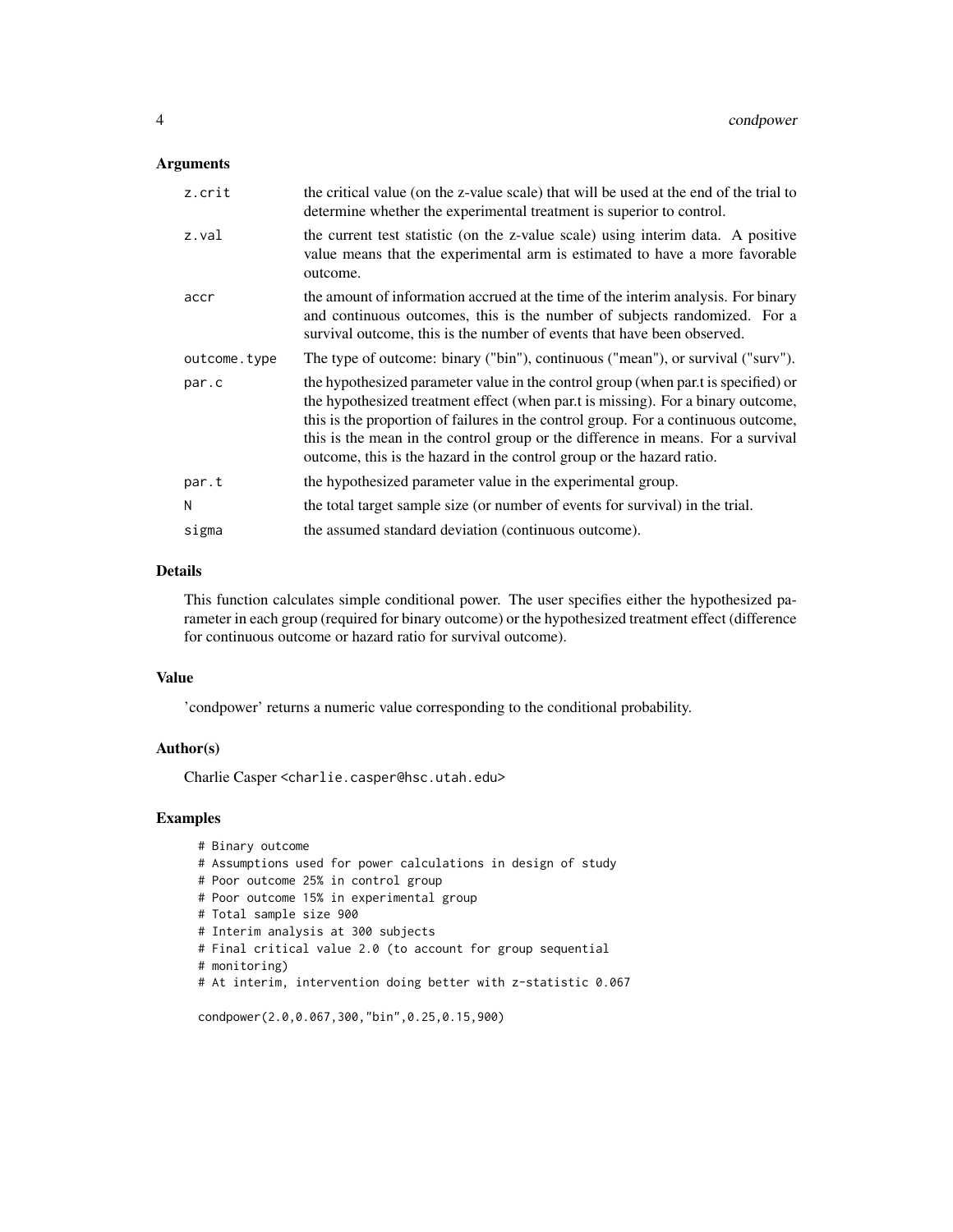## Arguments

| | |
|---|---|
| z.crit | the critical value (on the z-value scale) that will be used at the end of the trial to determine whether the experimental treatment is superior to control. |
| z.val | the current test statistic (on the z-value scale) using interim data. A positive value means that the experimental arm is estimated to have a more favorable outcome. |
| accr | the amount of information accrued at the time of the interim analysis. For binary and continuous outcomes, this is the number of subjects randomized. For a survival outcome, this is the number of events that have been observed. |
| outcome.type | The type of outcome: binary ("bin"), continuous ("mean"), or survival ("surv"). |
| par.c | the hypothesized parameter value in the control group (when par.t is specified) or the hypothesized treatment effect (when par.t is missing). For a binary outcome, this is the proportion of failures in the control group. For a continuous outcome, this is the mean in the control group or the difference in means. For a survival outcome, this is the hazard in the control group or the hazard ratio. |
| par.t | the hypothesized parameter value in the experimental group. |
| N | the total target sample size (or number of events for survival) in the trial. |
| sigma | the assumed standard deviation (continuous outcome). |

## Details

This function calculates simple conditional power. The user specifies either the hypothesized parameter in each group (required for binary outcome) or the hypothesized treatment effect (difference for continuous outcome or hazard ratio for survival outcome).

## Value

'condpower' returns a numeric value corresponding to the conditional probability.

## Author(s)

Charlie Casper <charlie.casper@hsc.utah.edu>

## Examples

```
# Binary outcome
# Assumptions used for power calculations in design of study
# Poor outcome 25% in control group
# Poor outcome 15% in experimental group
# Total sample size 900
# Interim analysis at 300 subjects
# Final critical value 2.0 (to account for group sequential
# monitoring)
# At interim, intervention doing better with z-statistic 0.067

condpower(2.0,0.067,300,"bin",0.25,0.15,900)
```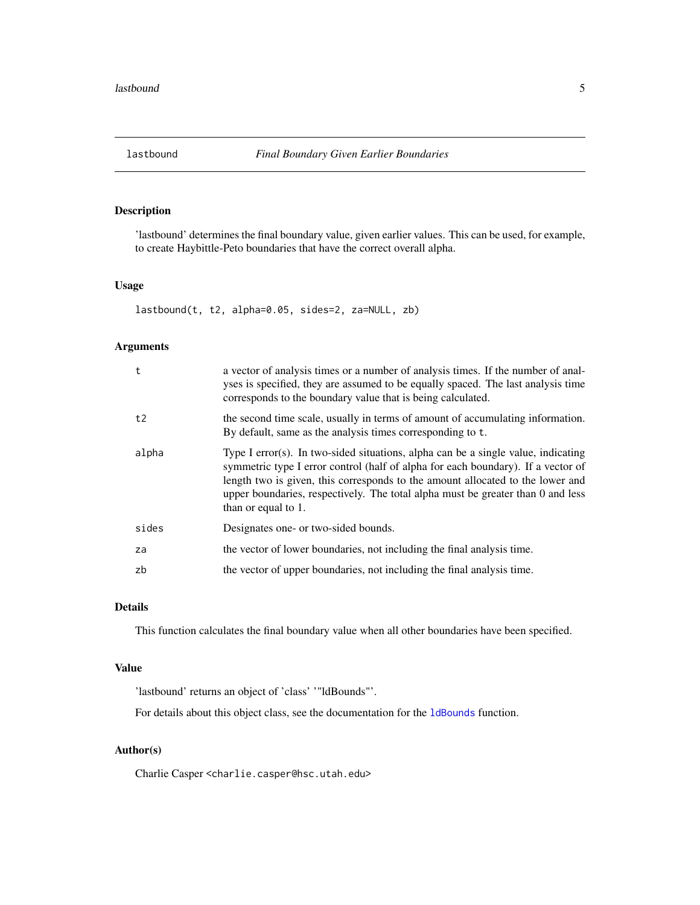# lastbound — *Final Boundary Given Earlier Boundaries*

## Description

'lastbound' determines the final boundary value, given earlier values. This can be used, for example, to create Haybittle-Peto boundaries that have the correct overall alpha.

## Usage

```
lastbound(t, t2, alpha=0.05, sides=2, za=NULL, zb)
```

## Arguments

| | |
|---|---|
| `t` | a vector of analysis times or a number of analysis times. If the number of analyses is specified, they are assumed to be equally spaced. The last analysis time corresponds to the boundary value that is being calculated. |
| `t2` | the second time scale, usually in terms of amount of accumulating information. By default, same as the analysis times corresponding to `t`. |
| `alpha` | Type I error(s). In two-sided situations, alpha can be a single value, indicating symmetric type I error control (half of alpha for each boundary). If a vector of length two is given, this corresponds to the amount allocated to the lower and upper boundaries, respectively. The total alpha must be greater than 0 and less than or equal to 1. |
| `sides` | Designates one- or two-sided bounds. |
| `za` | the vector of lower boundaries, not including the final analysis time. |
| `zb` | the vector of upper boundaries, not including the final analysis time. |

## Details

This function calculates the final boundary value when all other boundaries have been specified.

## Value

'lastbound' returns an object of 'class' '"ldBounds"'.

For details about this object class, see the documentation for the `ldBounds` function.

## Author(s)

Charlie Casper <charlie.casper@hsc.utah.edu>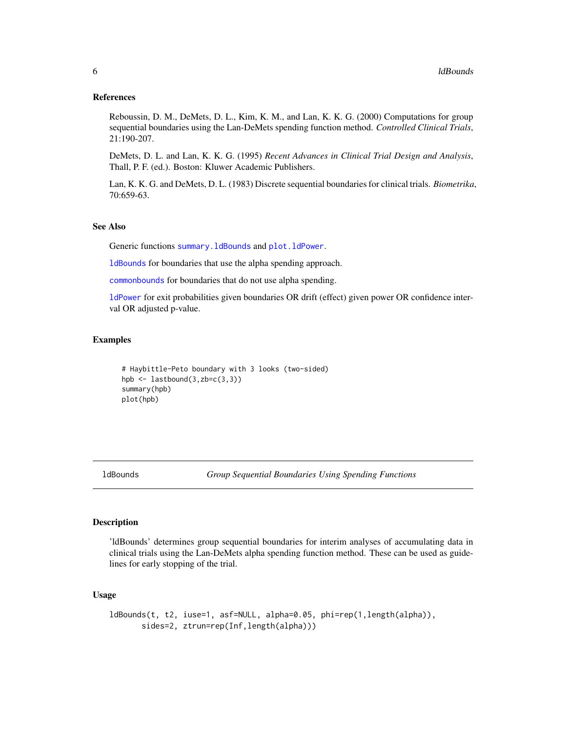### References

Reboussin, D. M., DeMets, D. L., Kim, K. M., and Lan, K. K. G. (2000) Computations for group sequential boundaries using the Lan-DeMets spending function method. *Controlled Clinical Trials*, 21:190-207.

DeMets, D. L. and Lan, K. K. G. (1995) *Recent Advances in Clinical Trial Design and Analysis*, Thall, P. F. (ed.). Boston: Kluwer Academic Publishers.

Lan, K. K. G. and DeMets, D. L. (1983) Discrete sequential boundaries for clinical trials. *Biometrika*, 70:659-63.

### See Also

Generic functions `summary.ldBounds` and `plot.ldPower`.

`ldBounds` for boundaries that use the alpha spending approach.

`commonbounds` for boundaries that do not use alpha spending.

`ldPower` for exit probabilities given boundaries OR drift (effect) given power OR confidence interval OR adjusted p-value.

### Examples

```
# Haybittle-Peto boundary with 3 looks (two-sided)
hpb <- lastbound(3,zb=c(3,3))
summary(hpb)
plot(hpb)
```

---

## ldBounds — *Group Sequential Boundaries Using Spending Functions*

### Description

'ldBounds' determines group sequential boundaries for interim analyses of accumulating data in clinical trials using the Lan-DeMets alpha spending function method. These can be used as guidelines for early stopping of the trial.

### Usage

```
ldBounds(t, t2, iuse=1, asf=NULL, alpha=0.05, phi=rep(1,length(alpha)),
       sides=2, ztrun=rep(Inf,length(alpha)))
```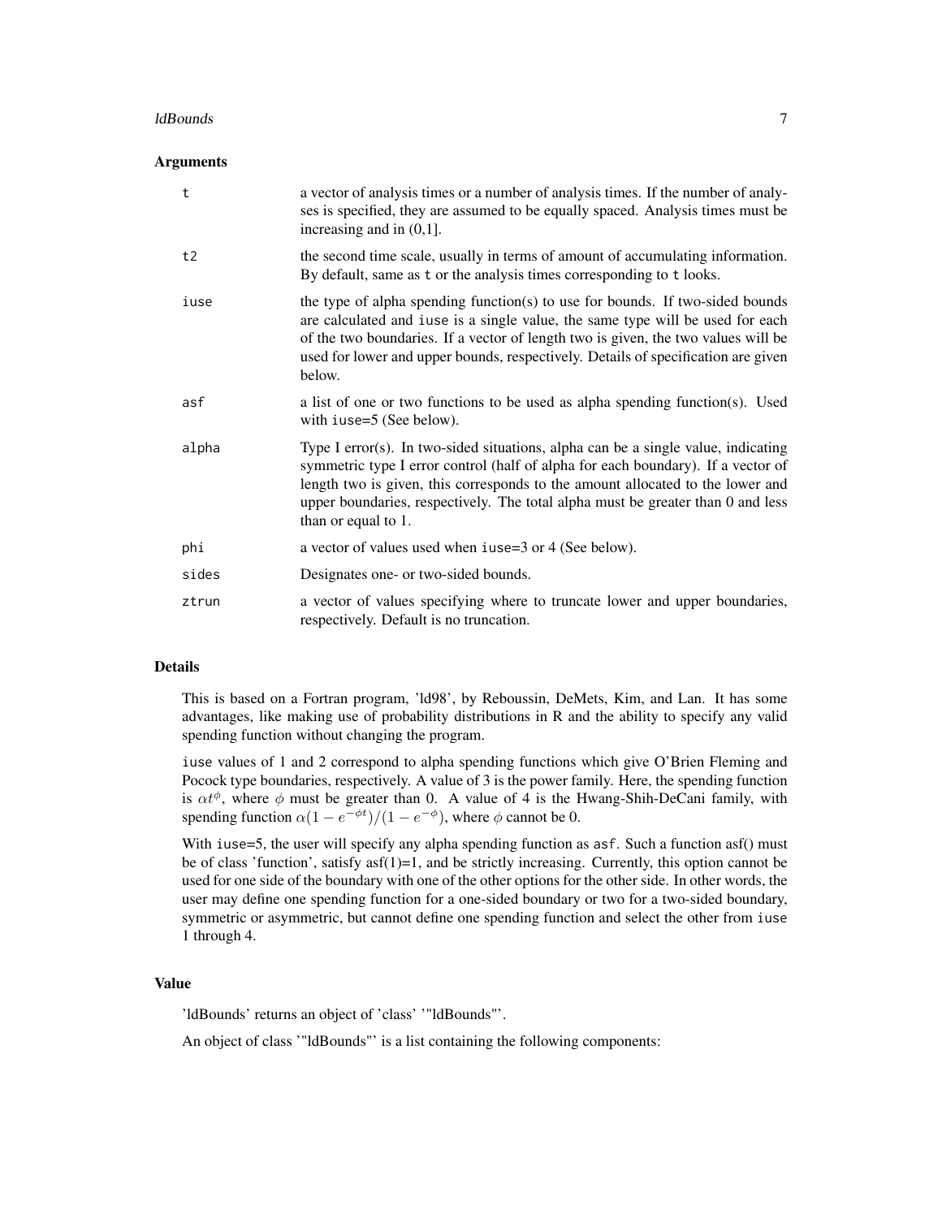### Arguments

| | |
|---|---|
| `t` | a vector of analysis times or a number of analysis times. If the number of analyses is specified, they are assumed to be equally spaced. Analysis times must be increasing and in (0,1]. |
| `t2` | the second time scale, usually in terms of amount of accumulating information. By default, same as `t` or the analysis times corresponding to `t` looks. |
| `iuse` | the type of alpha spending function(s) to use for bounds. If two-sided bounds are calculated and `iuse` is a single value, the same type will be used for each of the two boundaries. If a vector of length two is given, the two values will be used for lower and upper bounds, respectively. Details of specification are given below. |
| `asf` | a list of one or two functions to be used as alpha spending function(s). Used with `iuse=5` (See below). |
| `alpha` | Type I error(s). In two-sided situations, alpha can be a single value, indicating symmetric type I error control (half of alpha for each boundary). If a vector of length two is given, this corresponds to the amount allocated to the lower and upper boundaries, respectively. The total alpha must be greater than 0 and less than or equal to 1. |
| `phi` | a vector of values used when `iuse=3` or 4 (See below). |
| `sides` | Designates one- or two-sided bounds. |
| `ztrun` | a vector of values specifying where to truncate lower and upper boundaries, respectively. Default is no truncation. |

### Details

This is based on a Fortran program, 'ld98', by Reboussin, DeMets, Kim, and Lan. It has some advantages, like making use of probability distributions in R and the ability to specify any valid spending function without changing the program.

`iuse` values of 1 and 2 correspond to alpha spending functions which give O'Brien Fleming and Pocock type boundaries, respectively. A value of 3 is the power family. Here, the spending function is $\alpha t^{\phi}$, where $\phi$ must be greater than 0. A value of 4 is the Hwang-Shih-DeCani family, with spending function $\alpha(1 - e^{-\phi t})/(1 - e^{-\phi})$, where $\phi$ cannot be 0.

With `iuse=5`, the user will specify any alpha spending function as `asf`. Such a function asf() must be of class 'function', satisfy asf(1)=1, and be strictly increasing. Currently, this option cannot be used for one side of the boundary with one of the other options for the other side. In other words, the user may define one spending function for a one-sided boundary or two for a two-sided boundary, symmetric or asymmetric, but cannot define one spending function and select the other from `iuse` 1 through 4.

### Value

'ldBounds' returns an object of 'class' '"ldBounds"'.

An object of class '"ldBounds"' is a list containing the following components: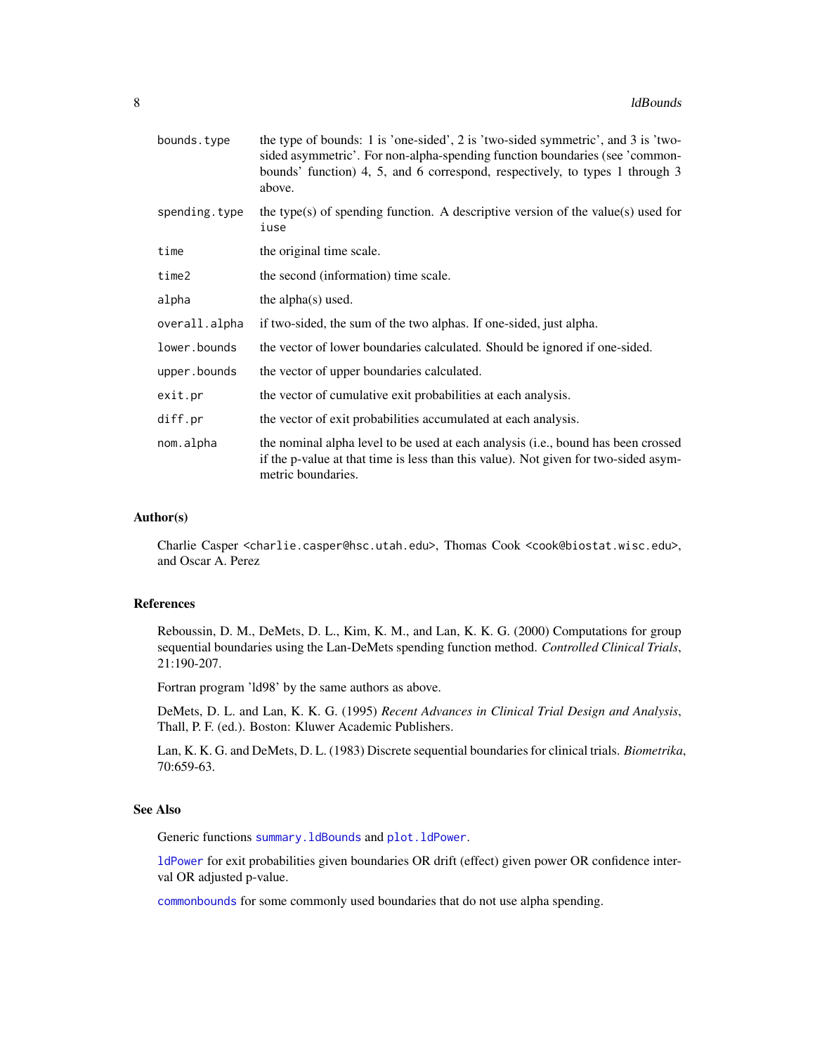| | |
|---|---|
| bounds.type | the type of bounds: 1 is 'one-sided', 2 is 'two-sided symmetric', and 3 is 'two-sided asymmetric'. For non-alpha-spending function boundaries (see 'commonbounds' function) 4, 5, and 6 correspond, respectively, to types 1 through 3 above. |
| spending.type | the type(s) of spending function. A descriptive version of the value(s) used for iuse |
| time | the original time scale. |
| time2 | the second (information) time scale. |
| alpha | the alpha(s) used. |
| overall.alpha | if two-sided, the sum of the two alphas. If one-sided, just alpha. |
| lower.bounds | the vector of lower boundaries calculated. Should be ignored if one-sided. |
| upper.bounds | the vector of upper boundaries calculated. |
| exit.pr | the vector of cumulative exit probabilities at each analysis. |
| diff.pr | the vector of exit probabilities accumulated at each analysis. |
| nom.alpha | the nominal alpha level to be used at each analysis (i.e., bound has been crossed if the p-value at that time is less than this value). Not given for two-sided asymmetric boundaries. |

### Author(s)

Charlie Casper <charlie.casper@hsc.utah.edu>, Thomas Cook <cook@biostat.wisc.edu>, and Oscar A. Perez

### References

Reboussin, D. M., DeMets, D. L., Kim, K. M., and Lan, K. K. G. (2000) Computations for group sequential boundaries using the Lan-DeMets spending function method. *Controlled Clinical Trials*, 21:190-207.

Fortran program 'ld98' by the same authors as above.

DeMets, D. L. and Lan, K. K. G. (1995) *Recent Advances in Clinical Trial Design and Analysis*, Thall, P. F. (ed.). Boston: Kluwer Academic Publishers.

Lan, K. K. G. and DeMets, D. L. (1983) Discrete sequential boundaries for clinical trials. *Biometrika*, 70:659-63.

### See Also

Generic functions summary.ldBounds and plot.ldPower.

ldPower for exit probabilities given boundaries OR drift (effect) given power OR confidence interval OR adjusted p-value.

commonbounds for some commonly used boundaries that do not use alpha spending.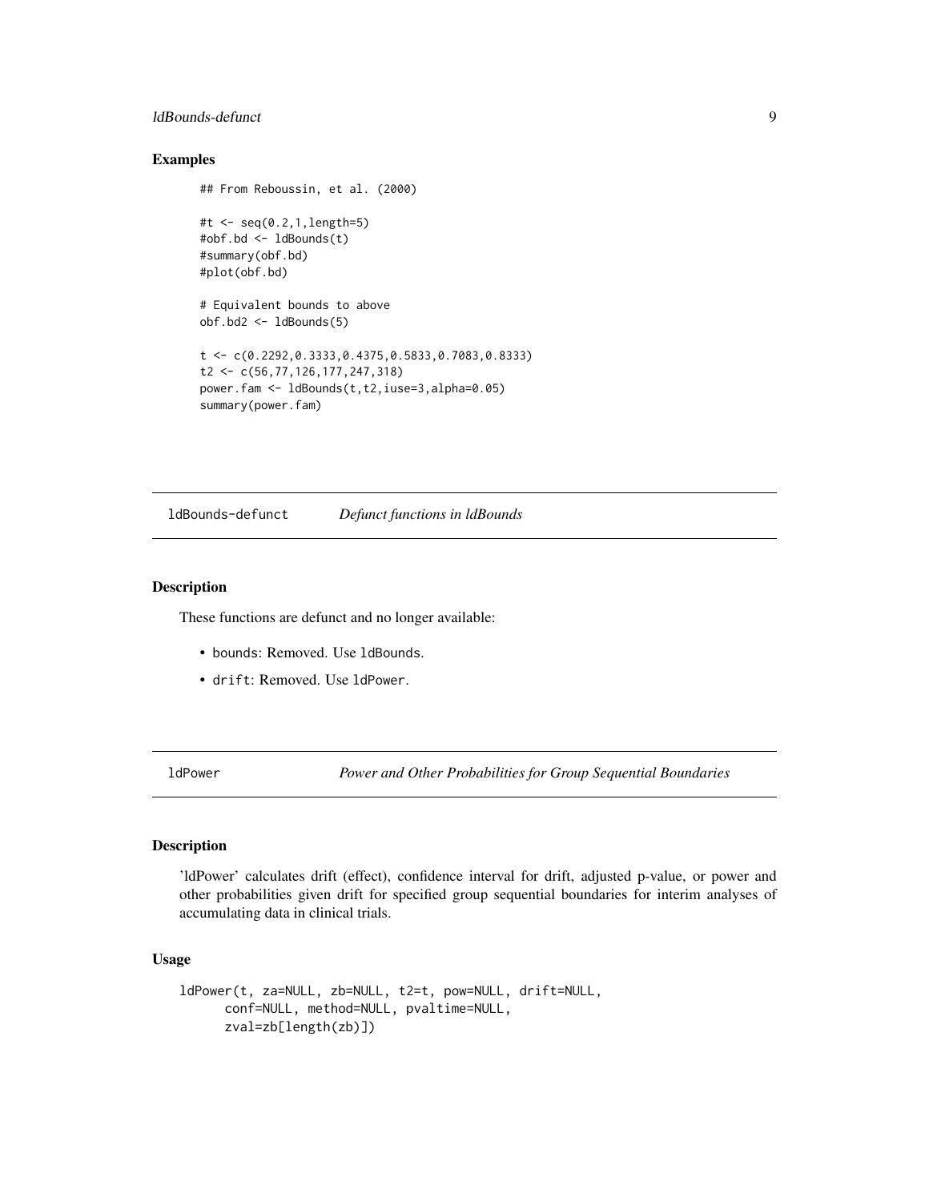## Examples

```
## From Reboussin, et al. (2000)

#t <- seq(0.2,1,length=5)
#obf.bd <- ldBounds(t)
#summary(obf.bd)
#plot(obf.bd)

# Equivalent bounds to above
obf.bd2 <- ldBounds(5)

t <- c(0.2292,0.3333,0.4375,0.5833,0.7083,0.8333)
t2 <- c(56,77,126,177,247,318)
power.fam <- ldBounds(t,t2,iuse=3,alpha=0.05)
summary(power.fam)
```

---

# ldBounds-defunct — *Defunct functions in ldBounds*

## Description

These functions are defunct and no longer available:

- bounds: Removed. Use ldBounds.
- drift: Removed. Use ldPower.

---

# ldPower — *Power and Other Probabilities for Group Sequential Boundaries*

## Description

'ldPower' calculates drift (effect), confidence interval for drift, adjusted p-value, or power and other probabilities given drift for specified group sequential boundaries for interim analyses of accumulating data in clinical trials.

## Usage

```
ldPower(t, za=NULL, zb=NULL, t2=t, pow=NULL, drift=NULL,
      conf=NULL, method=NULL, pvaltime=NULL,
      zval=zb[length(zb)])
```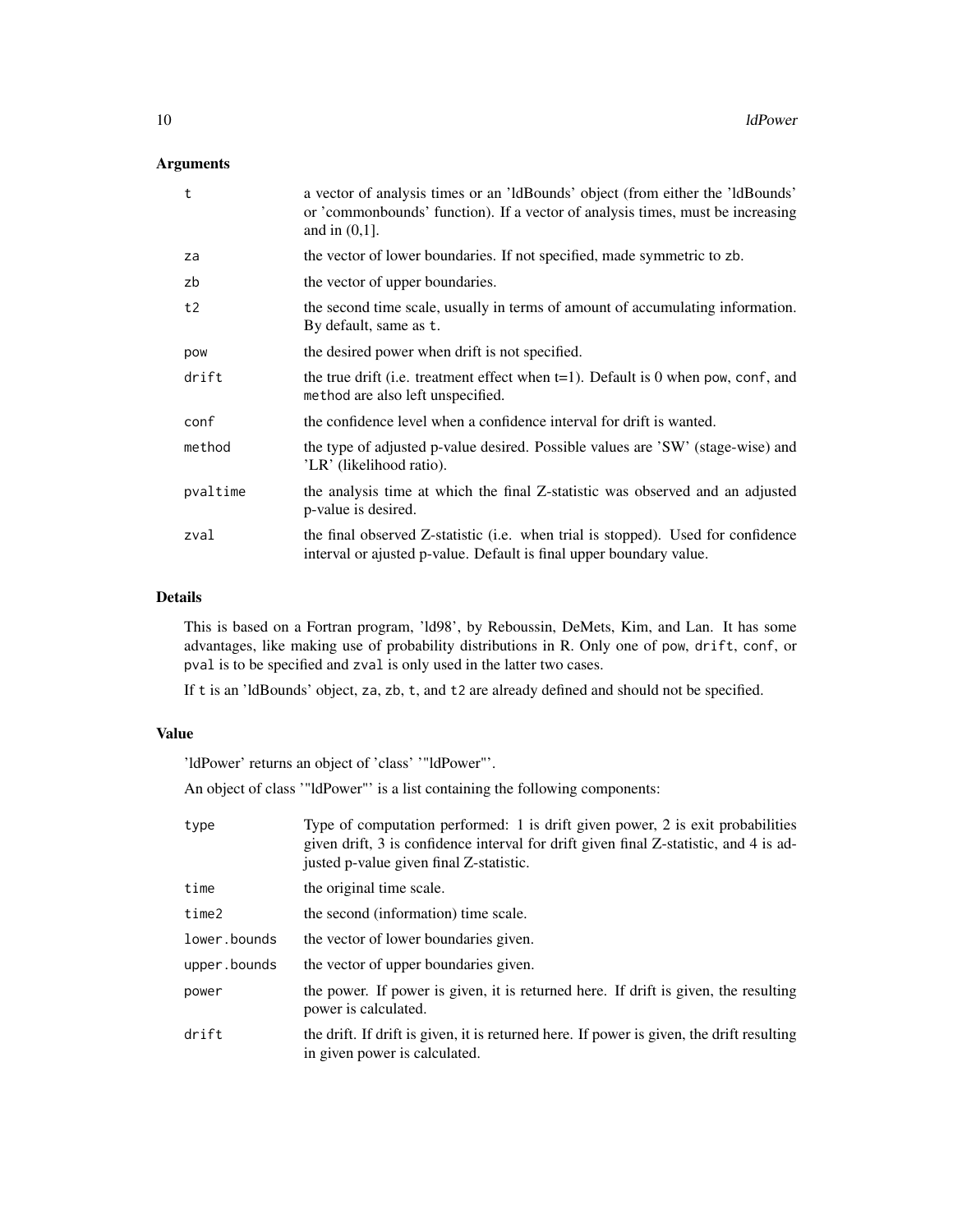## Arguments

| | |
|---|---|
| t | a vector of analysis times or an 'ldBounds' object (from either the 'ldBounds' or 'commonbounds' function). If a vector of analysis times, must be increasing and in (0,1]. |
| za | the vector of lower boundaries. If not specified, made symmetric to zb. |
| zb | the vector of upper boundaries. |
| t2 | the second time scale, usually in terms of amount of accumulating information. By default, same as t. |
| pow | the desired power when drift is not specified. |
| drift | the true drift (i.e. treatment effect when t=1). Default is 0 when pow, conf, and method are also left unspecified. |
| conf | the confidence level when a confidence interval for drift is wanted. |
| method | the type of adjusted p-value desired. Possible values are 'SW' (stage-wise) and 'LR' (likelihood ratio). |
| pvaltime | the analysis time at which the final Z-statistic was observed and an adjusted p-value is desired. |
| zval | the final observed Z-statistic (i.e. when trial is stopped). Used for confidence interval or ajusted p-value. Default is final upper boundary value. |

## Details

This is based on a Fortran program, 'ld98', by Reboussin, DeMets, Kim, and Lan. It has some advantages, like making use of probability distributions in R. Only one of pow, drift, conf, or pval is to be specified and zval is only used in the latter two cases.

If t is an 'ldBounds' object, za, zb, t, and t2 are already defined and should not be specified.

## Value

'ldPower' returns an object of 'class' '"ldPower"'.

An object of class '"ldPower"' is a list containing the following components:

| | |
|---|---|
| type | Type of computation performed: 1 is drift given power, 2 is exit probabilities given drift, 3 is confidence interval for drift given final Z-statistic, and 4 is adjusted p-value given final Z-statistic. |
| time | the original time scale. |
| time2 | the second (information) time scale. |
| lower.bounds | the vector of lower boundaries given. |
| upper.bounds | the vector of upper boundaries given. |
| power | the power. If power is given, it is returned here. If drift is given, the resulting power is calculated. |
| drift | the drift. If drift is given, it is returned here. If power is given, the drift resulting in given power is calculated. |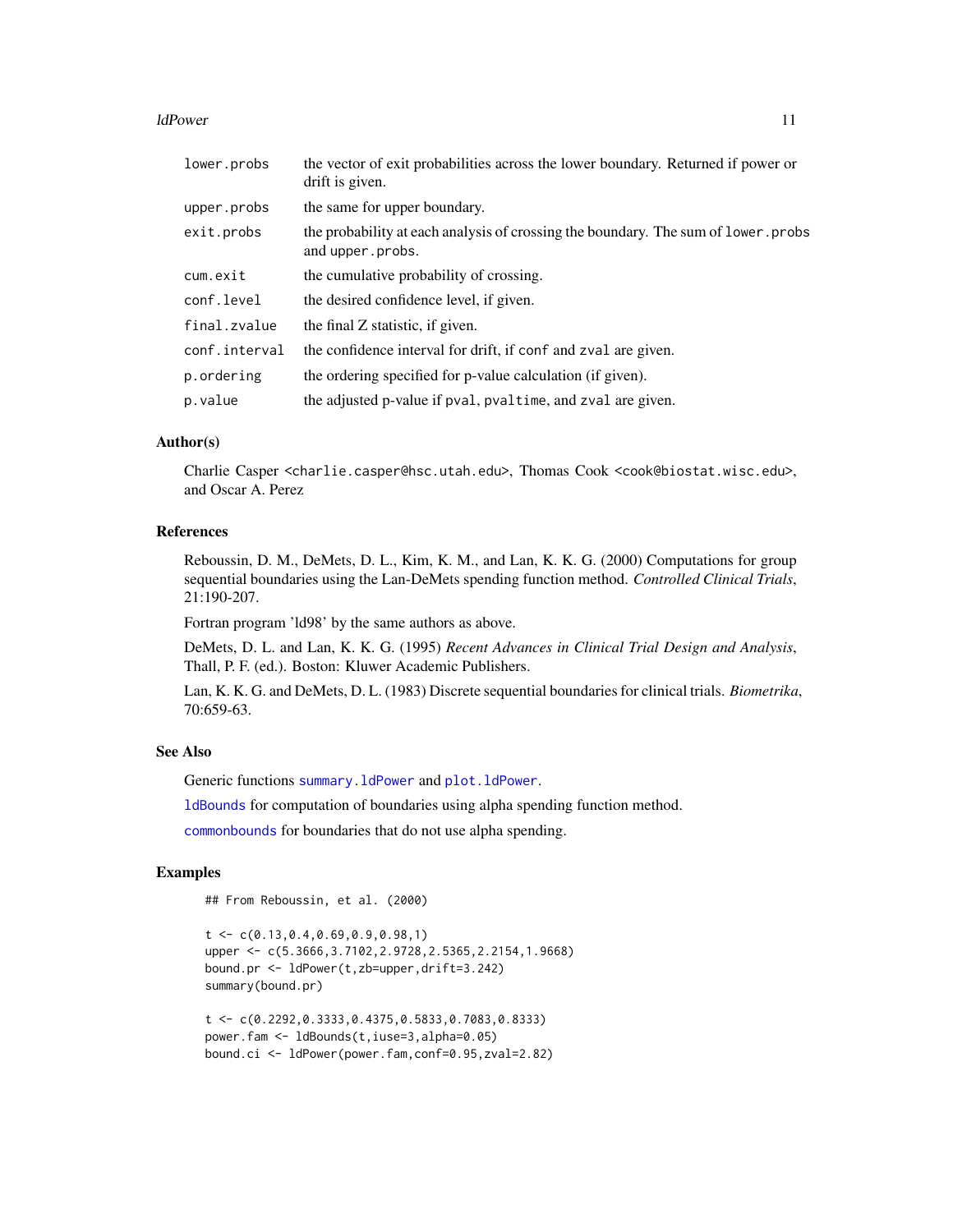| | |
|---|---|
| `lower.probs` | the vector of exit probabilities across the lower boundary. Returned if power or drift is given. |
| `upper.probs` | the same for upper boundary. |
| `exit.probs` | the probability at each analysis of crossing the boundary. The sum of `lower.probs` and `upper.probs`. |
| `cum.exit` | the cumulative probability of crossing. |
| `conf.level` | the desired confidence level, if given. |
| `final.zvalue` | the final Z statistic, if given. |
| `conf.interval` | the confidence interval for drift, if `conf` and `zval` are given. |
| `p.ordering` | the ordering specified for p-value calculation (if given). |
| `p.value` | the adjusted p-value if `pval`, `pvaltime`, and `zval` are given. |

### Author(s)

Charlie Casper <charlie.casper@hsc.utah.edu>, Thomas Cook <cook@biostat.wisc.edu>, and Oscar A. Perez

### References

Reboussin, D. M., DeMets, D. L., Kim, K. M., and Lan, K. K. G. (2000) Computations for group sequential boundaries using the Lan-DeMets spending function method. *Controlled Clinical Trials*, 21:190-207.

Fortran program 'ld98' by the same authors as above.

DeMets, D. L. and Lan, K. K. G. (1995) *Recent Advances in Clinical Trial Design and Analysis*, Thall, P. F. (ed.). Boston: Kluwer Academic Publishers.

Lan, K. K. G. and DeMets, D. L. (1983) Discrete sequential boundaries for clinical trials. *Biometrika*, 70:659-63.

### See Also

Generic functions `summary.ldPower` and `plot.ldPower`.

`ldBounds` for computation of boundaries using alpha spending function method.

`commonbounds` for boundaries that do not use alpha spending.

### Examples

```
## From Reboussin, et al. (2000)

t <- c(0.13,0.4,0.69,0.9,0.98,1)
upper <- c(5.3666,3.7102,2.9728,2.5365,2.2154,1.9668)
bound.pr <- ldPower(t,zb=upper,drift=3.242)
summary(bound.pr)

t <- c(0.2292,0.3333,0.4375,0.5833,0.7083,0.8333)
power.fam <- ldBounds(t,iuse=3,alpha=0.05)
bound.ci <- ldPower(power.fam,conf=0.95,zval=2.82)
```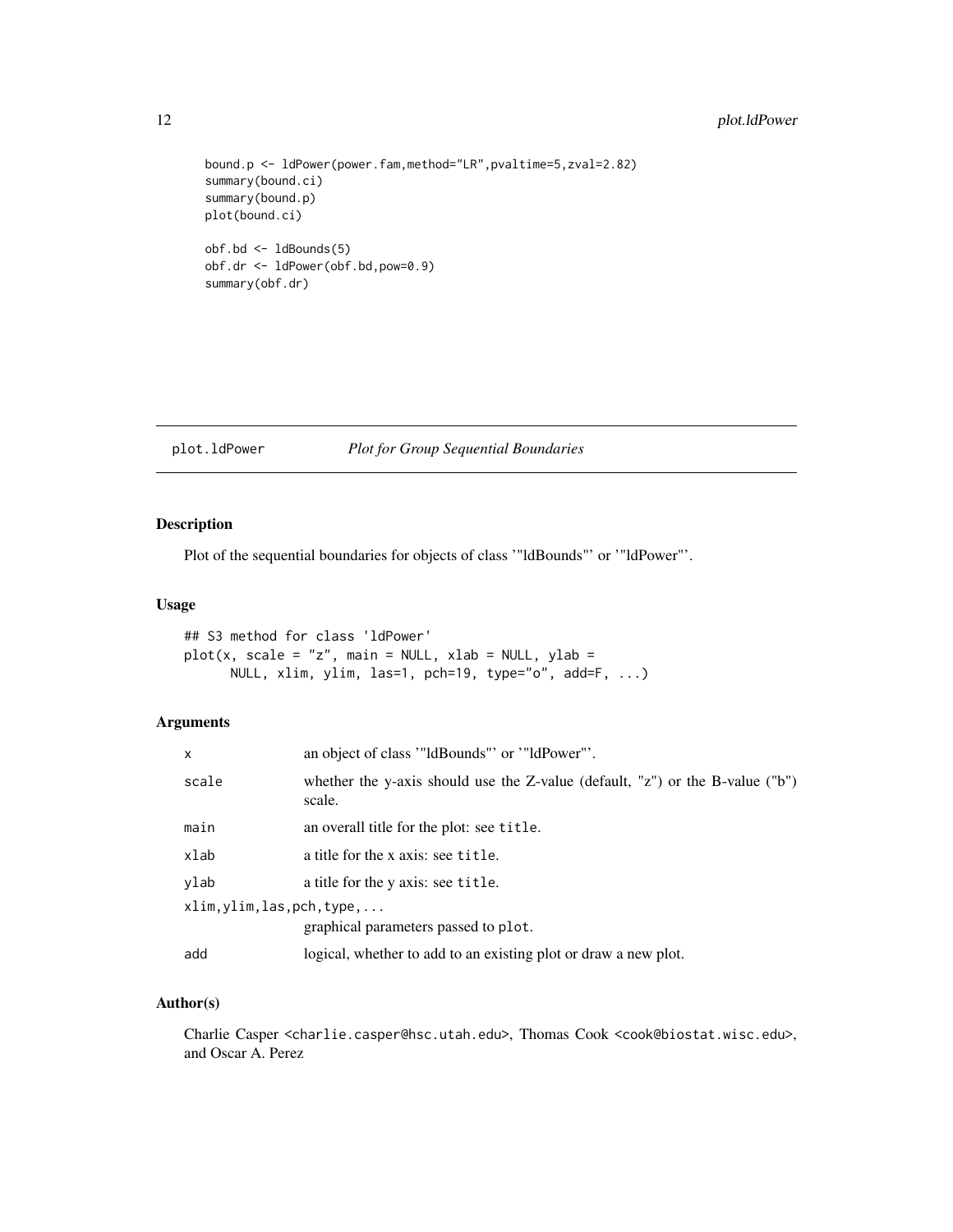```
bound.p <- ldPower(power.fam,method="LR",pvaltime=5,zval=2.82)
summary(bound.ci)
summary(bound.p)
plot(bound.ci)

obf.bd <- ldBounds(5)
obf.dr <- ldPower(obf.bd,pow=0.9)
summary(obf.dr)
```

## plot.ldPower — *Plot for Group Sequential Boundaries*

### Description

Plot of the sequential boundaries for objects of class '"ldBounds"' or '"ldPower"'.

### Usage

```
## S3 method for class 'ldPower'
plot(x, scale = "z", main = NULL, xlab = NULL, ylab =
      NULL, xlim, ylim, las=1, pch=19, type="o", add=F, ...)
```

### Arguments

| | |
|---|---|
| `x` | an object of class '"ldBounds"' or '"ldPower"'. |
| `scale` | whether the y-axis should use the Z-value (default, "z") or the B-value ("b") scale. |
| `main` | an overall title for the plot: see `title`. |
| `xlab` | a title for the x axis: see `title`. |
| `ylab` | a title for the y axis: see `title`. |
| `xlim,ylim,las,pch,type,...` | graphical parameters passed to `plot`. |
| `add` | logical, whether to add to an existing plot or draw a new plot. |

### Author(s)

Charlie Casper <charlie.casper@hsc.utah.edu>, Thomas Cook <cook@biostat.wisc.edu>, and Oscar A. Perez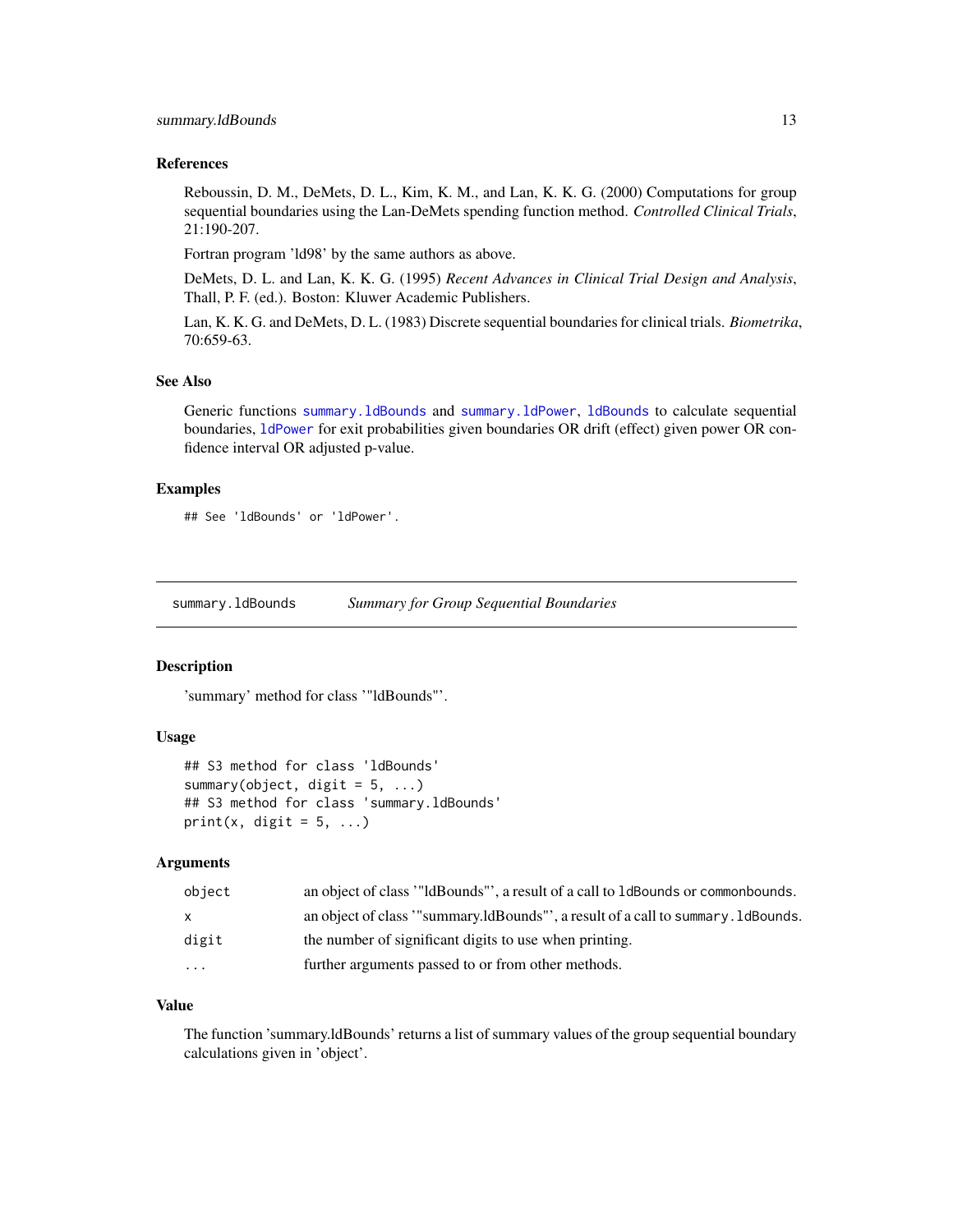### References

Reboussin, D. M., DeMets, D. L., Kim, K. M., and Lan, K. K. G. (2000) Computations for group sequential boundaries using the Lan-DeMets spending function method. *Controlled Clinical Trials*, 21:190-207.

Fortran program 'ld98' by the same authors as above.

DeMets, D. L. and Lan, K. K. G. (1995) *Recent Advances in Clinical Trial Design and Analysis*, Thall, P. F. (ed.). Boston: Kluwer Academic Publishers.

Lan, K. K. G. and DeMets, D. L. (1983) Discrete sequential boundaries for clinical trials. *Biometrika*, 70:659-63.

### See Also

Generic functions `summary.ldBounds` and `summary.ldPower`, `ldBounds` to calculate sequential boundaries, `ldPower` for exit probabilities given boundaries OR drift (effect) given power OR confidence interval OR adjusted p-value.

### Examples

```
## See 'ldBounds' or 'ldPower'.
```

---

## summary.ldBounds — *Summary for Group Sequential Boundaries*

### Description

'summary' method for class '"ldBounds"'.

### Usage

```
## S3 method for class 'ldBounds'
summary(object, digit = 5, ...)
## S3 method for class 'summary.ldBounds'
print(x, digit = 5, ...)
```

### Arguments

| | |
|---|---|
| `object` | an object of class '"ldBounds"', a result of a call to `ldBounds` or `commonbounds`. |
| `x` | an object of class '"summary.ldBounds"', a result of a call to `summary.ldBounds`. |
| `digit` | the number of significant digits to use when printing. |
| `...` | further arguments passed to or from other methods. |

### Value

The function 'summary.ldBounds' returns a list of summary values of the group sequential boundary calculations given in 'object'.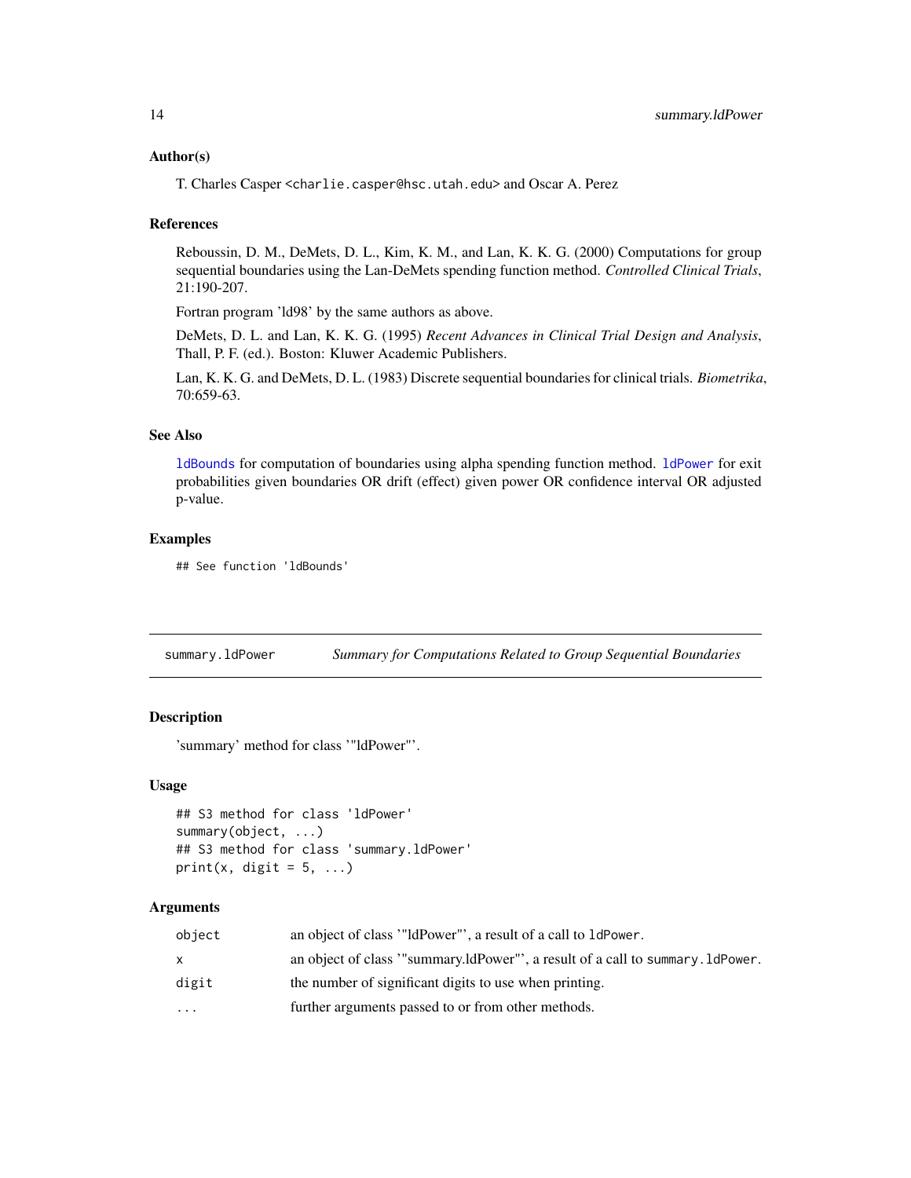### Author(s)

T. Charles Casper <charlie.casper@hsc.utah.edu> and Oscar A. Perez

### References

Reboussin, D. M., DeMets, D. L., Kim, K. M., and Lan, K. K. G. (2000) Computations for group sequential boundaries using the Lan-DeMets spending function method. *Controlled Clinical Trials*, 21:190-207.

Fortran program 'ld98' by the same authors as above.

DeMets, D. L. and Lan, K. K. G. (1995) *Recent Advances in Clinical Trial Design and Analysis*, Thall, P. F. (ed.). Boston: Kluwer Academic Publishers.

Lan, K. K. G. and DeMets, D. L. (1983) Discrete sequential boundaries for clinical trials. *Biometrika*, 70:659-63.

### See Also

`ldBounds` for computation of boundaries using alpha spending function method. `ldPower` for exit probabilities given boundaries OR drift (effect) given power OR confidence interval OR adjusted p-value.

### Examples

```
## See function 'ldBounds'
```

---

## summary.ldPower — *Summary for Computations Related to Group Sequential Boundaries*

### Description

'summary' method for class '"ldPower"'.

### Usage

```
## S3 method for class 'ldPower'
summary(object, ...)
## S3 method for class 'summary.ldPower'
print(x, digit = 5, ...)
```

### Arguments

| | |
|---|---|
| `object` | an object of class '"ldPower"', a result of a call to `ldPower`. |
| `x` | an object of class '"summary.ldPower"', a result of a call to `summary.ldPower`. |
| `digit` | the number of significant digits to use when printing. |
| `...` | further arguments passed to or from other methods. |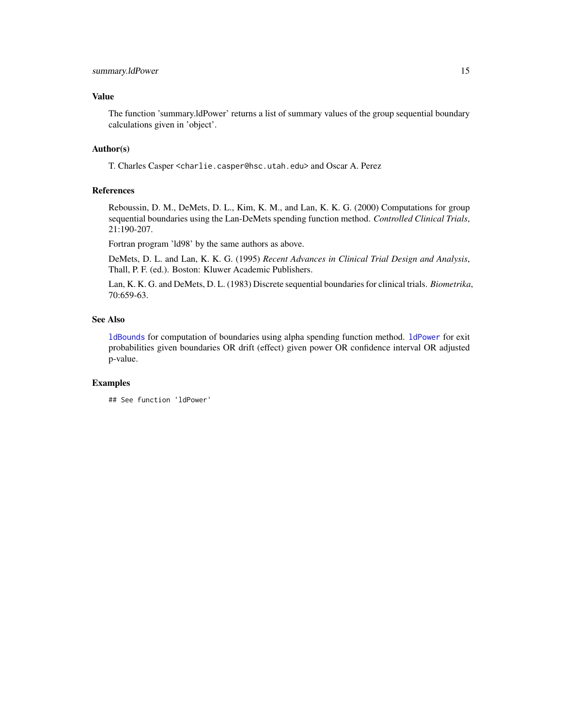## Value

The function 'summary.ldPower' returns a list of summary values of the group sequential boundary calculations given in 'object'.

## Author(s)

T. Charles Casper <charlie.casper@hsc.utah.edu> and Oscar A. Perez

## References

Reboussin, D. M., DeMets, D. L., Kim, K. M., and Lan, K. K. G. (2000) Computations for group sequential boundaries using the Lan-DeMets spending function method. *Controlled Clinical Trials*, 21:190-207.

Fortran program 'ld98' by the same authors as above.

DeMets, D. L. and Lan, K. K. G. (1995) *Recent Advances in Clinical Trial Design and Analysis*, Thall, P. F. (ed.). Boston: Kluwer Academic Publishers.

Lan, K. K. G. and DeMets, D. L. (1983) Discrete sequential boundaries for clinical trials. *Biometrika*, 70:659-63.

## See Also

`ldBounds` for computation of boundaries using alpha spending function method. `ldPower` for exit probabilities given boundaries OR drift (effect) given power OR confidence interval OR adjusted p-value.

## Examples

```
## See function 'ldPower'
```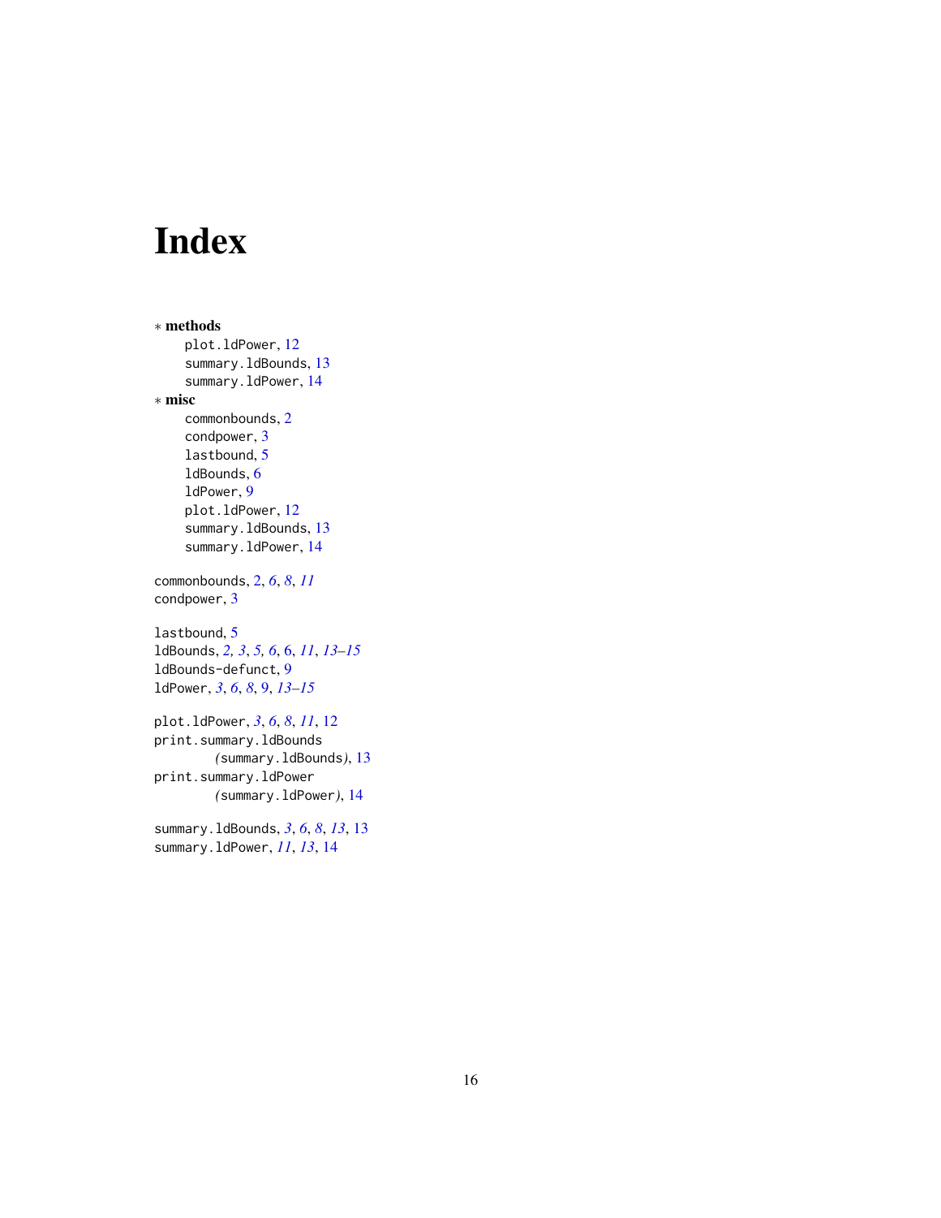# Index

∗ **methods**

plot.ldPower, 12
summary.ldBounds, 13
summary.ldPower, 14

∗ **misc**

commonbounds, 2
condpower, 3
lastbound, 5
ldBounds, 6
ldPower, 9
plot.ldPower, 12
summary.ldBounds, 13
summary.ldPower, 14

commonbounds, 2, *6*, *8*, *11*
condpower, 3

lastbound, 5
ldBounds, *2, 3*, *5, 6*, 6, *11*, *13–15*
ldBounds-defunct, 9
ldPower, *3*, *6*, *8*, 9, *13–15*

plot.ldPower, *3*, *6*, *8*, *11*, 12
print.summary.ldBounds
  *(*summary.ldBounds*)*, 13
print.summary.ldPower
  *(*summary.ldPower*)*, 14

summary.ldBounds, *3*, *6*, *8*, *13*, 13
summary.ldPower, *11*, *13*, 14